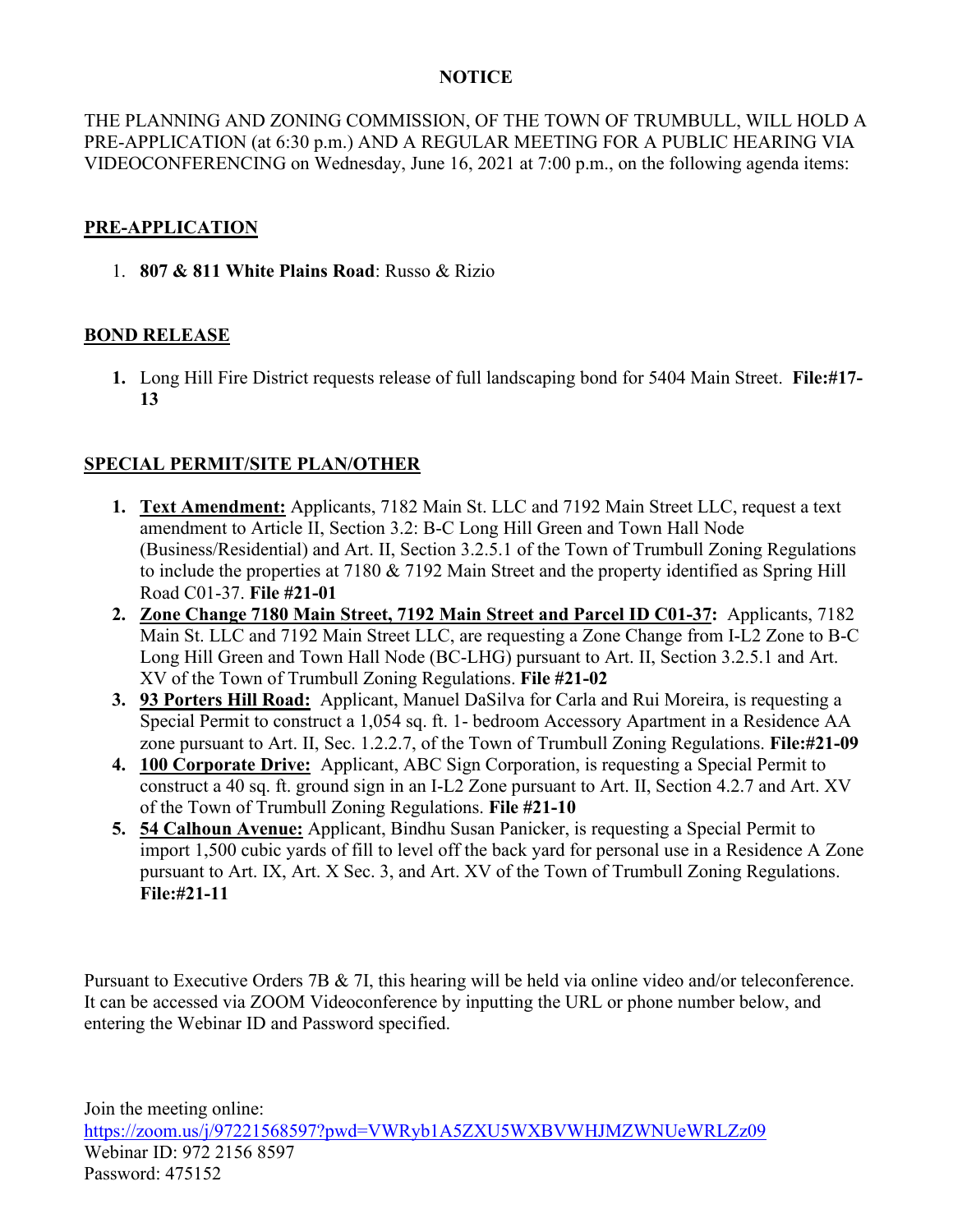# NOTICE

THE PLANNING AND ZONING COMMISSION, OF THE TOWN OF TRUMBULL, WILL HOLD A PRE-APPLICATION (at 6:30 p.m.) AND A REGULAR MEETING FOR A PUBLIC HEARING VIA VIDEOCONFERENCING on Wednesday, June 16, 2021 at 7:00 p.m., on the following agenda items:

## PRE-APPLICATION

1. **807 & 811 White Plains Road**: Russo & Rizio

## BOND RELEASE

1. Long Hill Fire District requests release of full landscaping bond for 5404 Main Street. **File:#17-13**

## SPECIAL PERMIT/SITE PLAN/OTHER

1. **Text Amendment:** Applicants, 7182 Main St. LLC and 7192 Main Street LLC, request a text amendment to Article II, Section 3.2: B-C Long Hill Green and Town Hall Node (Business/Residential) and Art. II, Section 3.2.5.1 of the Town of Trumbull Zoning Regulations to include the properties at 7180 & 7192 Main Street and the property identified as Spring Hill Road C01-37. **File #21-01**
2. **Zone Change 7180 Main Street, 7192 Main Street and Parcel ID C01-37:** Applicants, 7182 Main St. LLC and 7192 Main Street LLC, are requesting a Zone Change from I-L2 Zone to B-C Long Hill Green and Town Hall Node (BC-LHG) pursuant to Art. II, Section 3.2.5.1 and Art. XV of the Town of Trumbull Zoning Regulations. **File #21-02**
3. **93 Porters Hill Road:** Applicant, Manuel DaSilva for Carla and Rui Moreira, is requesting a Special Permit to construct a 1,054 sq. ft. 1- bedroom Accessory Apartment in a Residence AA zone pursuant to Art. II, Sec. 1.2.2.7, of the Town of Trumbull Zoning Regulations. **File:#21-09**
4. **100 Corporate Drive:** Applicant, ABC Sign Corporation, is requesting a Special Permit to construct a 40 sq. ft. ground sign in an I-L2 Zone pursuant to Art. II, Section 4.2.7 and Art. XV of the Town of Trumbull Zoning Regulations. **File #21-10**
5. **54 Calhoun Avenue:** Applicant, Bindhu Susan Panicker, is requesting a Special Permit to import 1,500 cubic yards of fill to level off the back yard for personal use in a Residence A Zone pursuant to Art. IX, Art. X Sec. 3, and Art. XV of the Town of Trumbull Zoning Regulations. **File:#21-11**

Pursuant to Executive Orders 7B & 7I, this hearing will be held via online video and/or teleconference. It can be accessed via ZOOM Videoconference by inputting the URL or phone number below, and entering the Webinar ID and Password specified.

Join the meeting online:
https://zoom.us/j/97221568597?pwd=VWRyb1A5ZXU5WXBVWHJMZWNUeWRLZz09
Webinar ID: 972 2156 8597
Password: 475152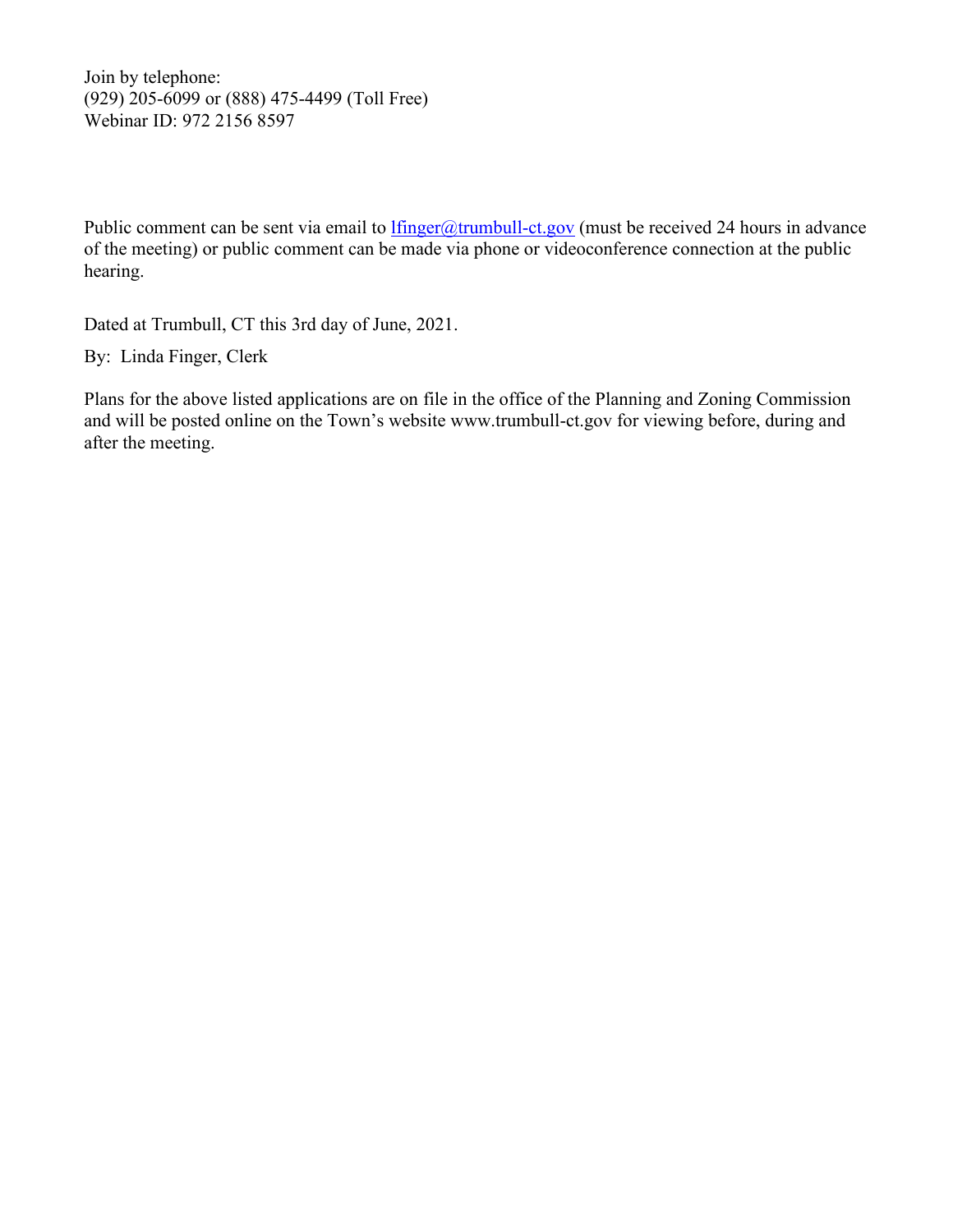Join by telephone:
(929) 205-6099 or (888) 475-4499 (Toll Free)
Webinar ID: 972 2156 8597

Public comment can be sent via email to lfinger@trumbull-ct.gov (must be received 24 hours in advance of the meeting) or public comment can be made via phone or videoconference connection at the public hearing.

Dated at Trumbull, CT this 3rd day of June, 2021.

By: Linda Finger, Clerk

Plans for the above listed applications are on file in the office of the Planning and Zoning Commission and will be posted online on the Town's website www.trumbull-ct.gov for viewing before, during and after the meeting.